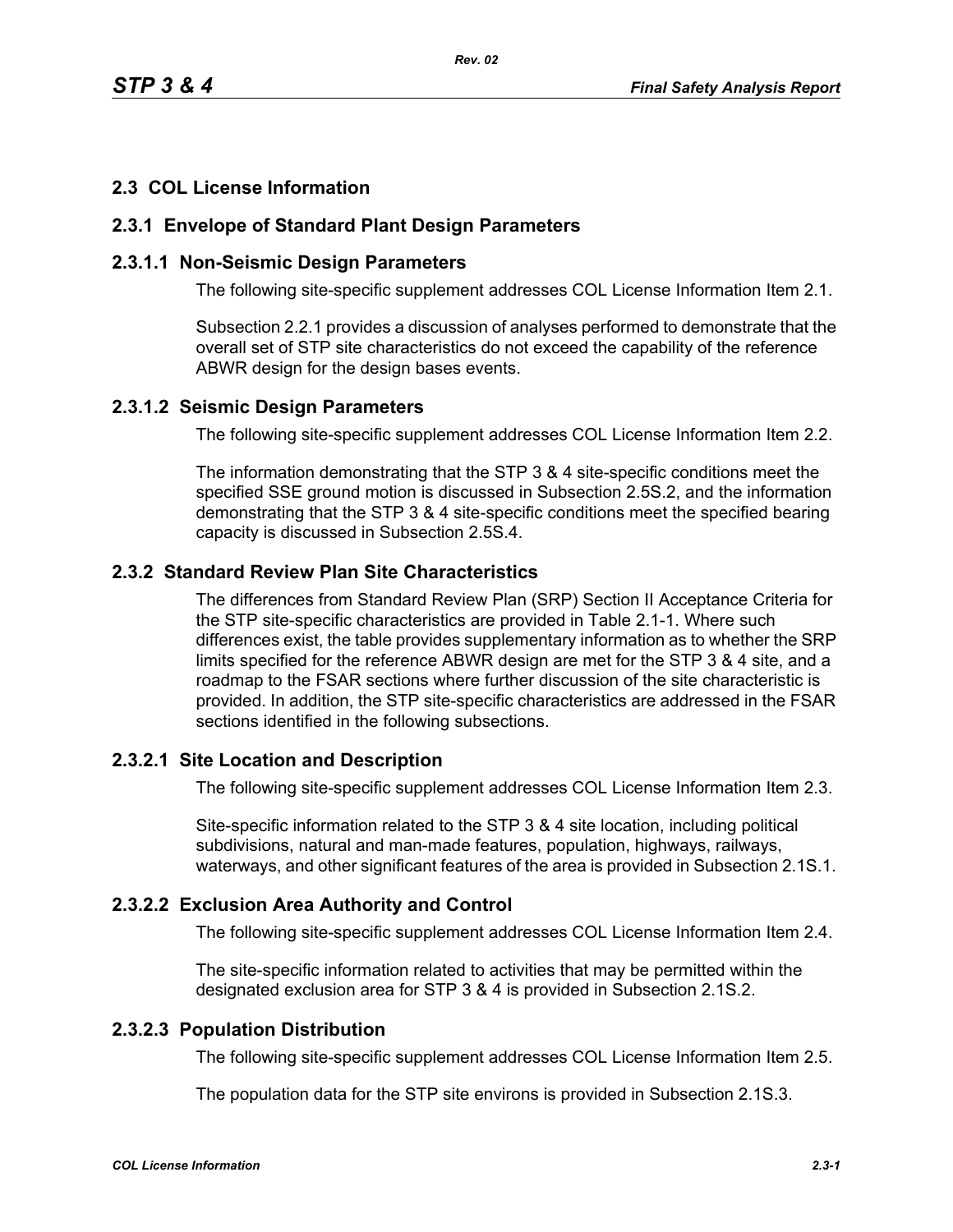## 2.3 COL License Information

### 2.3.1 Envelope of Standard Plant Design Parameters

#### 2.3.1.1 Non-Seismic Design Parameters

The following site-specific supplement addresses COL License Information Item 2.1.

Subsection 2.2.1 provides a discussion of analyses performed to demonstrate that the overall set of STP site characteristics do not exceed the capability of the reference ABWR design for the design bases events.

#### 2.3.1.2 Seismic Design Parameters

The following site-specific supplement addresses COL License Information Item 2.2.

The information demonstrating that the STP 3 & 4 site-specific conditions meet the specified SSE ground motion is discussed in Subsection 2.5S.2, and the information demonstrating that the STP 3 & 4 site-specific conditions meet the specified bearing capacity is discussed in Subsection 2.5S.4.

### 2.3.2 Standard Review Plan Site Characteristics

The differences from Standard Review Plan (SRP) Section II Acceptance Criteria for the STP site-specific characteristics are provided in Table 2.1-1. Where such differences exist, the table provides supplementary information as to whether the SRP limits specified for the reference ABWR design are met for the STP 3 & 4 site, and a roadmap to the FSAR sections where further discussion of the site characteristic is provided. In addition, the STP site-specific characteristics are addressed in the FSAR sections identified in the following subsections.

#### 2.3.2.1 Site Location and Description

The following site-specific supplement addresses COL License Information Item 2.3.

Site-specific information related to the STP 3 & 4 site location, including political subdivisions, natural and man-made features, population, highways, railways, waterways, and other significant features of the area is provided in Subsection 2.1S.1.

#### 2.3.2.2 Exclusion Area Authority and Control

The following site-specific supplement addresses COL License Information Item 2.4.

The site-specific information related to activities that may be permitted within the designated exclusion area for STP 3 & 4 is provided in Subsection 2.1S.2.

#### 2.3.2.3 Population Distribution

The following site-specific supplement addresses COL License Information Item 2.5.

The population data for the STP site environs is provided in Subsection 2.1S.3.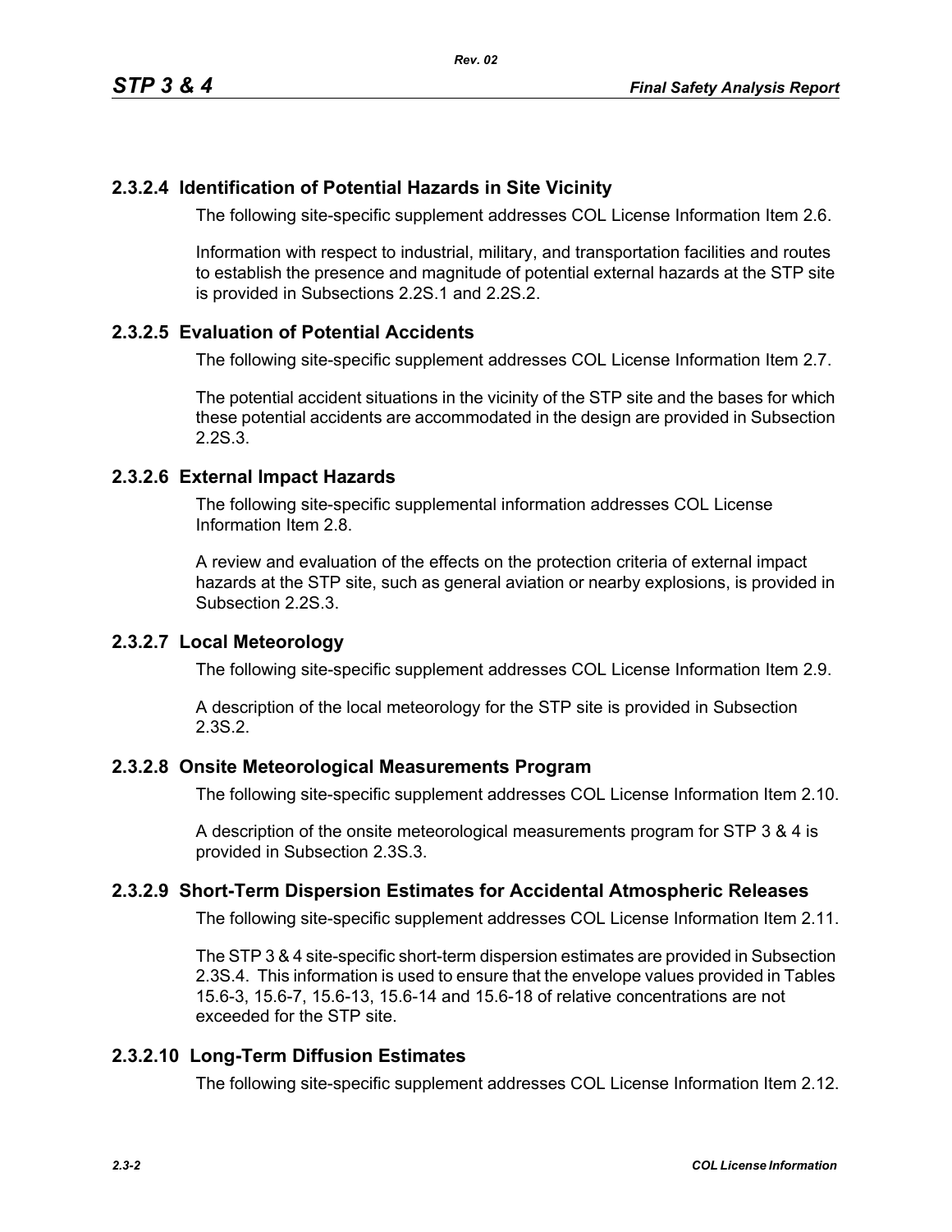### 2.3.2.4 Identification of Potential Hazards in Site Vicinity

The following site-specific supplement addresses COL License Information Item 2.6.

Information with respect to industrial, military, and transportation facilities and routes to establish the presence and magnitude of potential external hazards at the STP site is provided in Subsections 2.2S.1 and 2.2S.2.

### 2.3.2.5 Evaluation of Potential Accidents

The following site-specific supplement addresses COL License Information Item 2.7.

The potential accident situations in the vicinity of the STP site and the bases for which these potential accidents are accommodated in the design are provided in Subsection 2.2S.3.

### 2.3.2.6 External Impact Hazards

The following site-specific supplemental information addresses COL License Information Item 2.8.

A review and evaluation of the effects on the protection criteria of external impact hazards at the STP site, such as general aviation or nearby explosions, is provided in Subsection 2.2S.3.

### 2.3.2.7 Local Meteorology

The following site-specific supplement addresses COL License Information Item 2.9.

A description of the local meteorology for the STP site is provided in Subsection 2.3S.2.

### 2.3.2.8 Onsite Meteorological Measurements Program

The following site-specific supplement addresses COL License Information Item 2.10.

A description of the onsite meteorological measurements program for STP 3 & 4 is provided in Subsection 2.3S.3.

### 2.3.2.9 Short-Term Dispersion Estimates for Accidental Atmospheric Releases

The following site-specific supplement addresses COL License Information Item 2.11.

The STP 3 & 4 site-specific short-term dispersion estimates are provided in Subsection 2.3S.4. This information is used to ensure that the envelope values provided in Tables 15.6-3, 15.6-7, 15.6-13, 15.6-14 and 15.6-18 of relative concentrations are not exceeded for the STP site.

### 2.3.2.10 Long-Term Diffusion Estimates

The following site-specific supplement addresses COL License Information Item 2.12.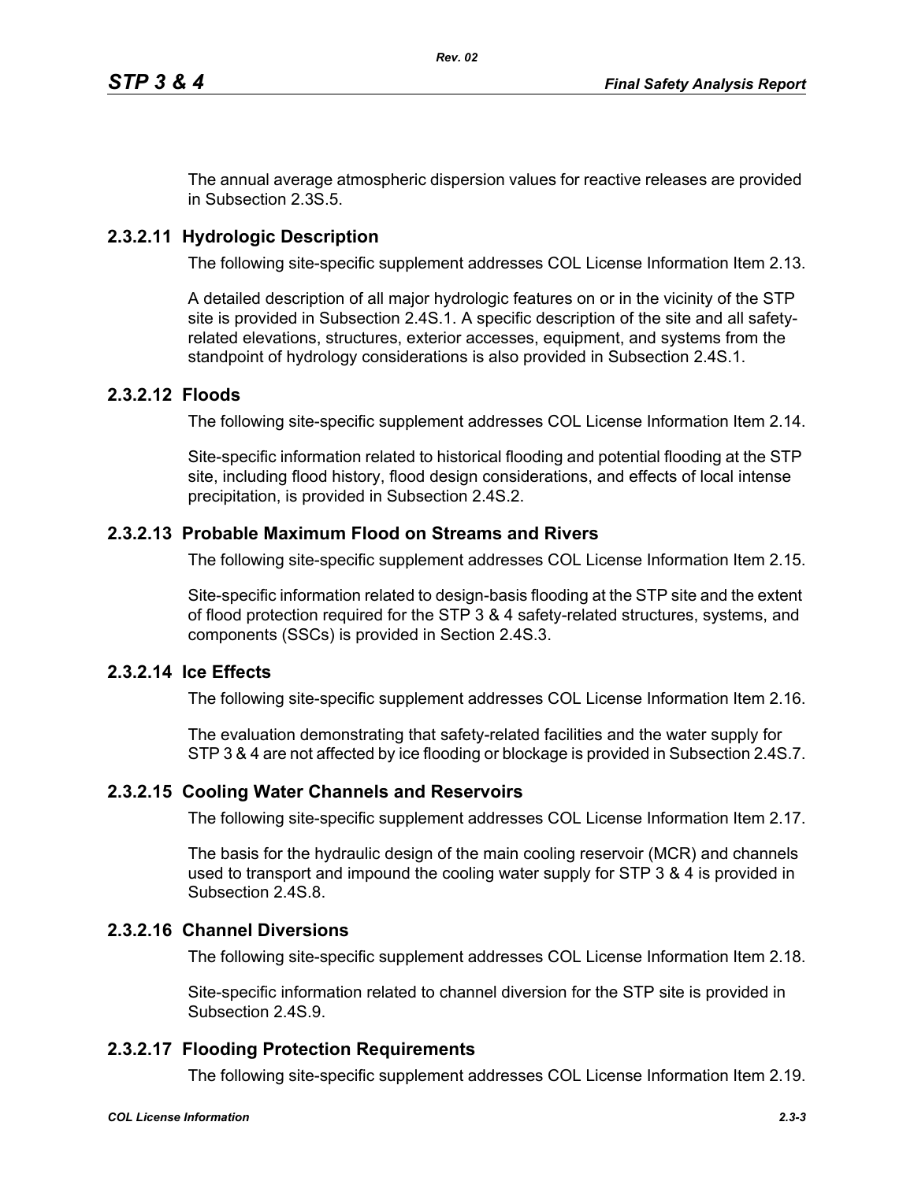The annual average atmospheric dispersion values for reactive releases are provided in Subsection 2.3S.5.

### 2.3.2.11 Hydrologic Description

The following site-specific supplement addresses COL License Information Item 2.13.

A detailed description of all major hydrologic features on or in the vicinity of the STP site is provided in Subsection 2.4S.1. A specific description of the site and all safety-related elevations, structures, exterior accesses, equipment, and systems from the standpoint of hydrology considerations is also provided in Subsection 2.4S.1.

### 2.3.2.12 Floods

The following site-specific supplement addresses COL License Information Item 2.14.

Site-specific information related to historical flooding and potential flooding at the STP site, including flood history, flood design considerations, and effects of local intense precipitation, is provided in Subsection 2.4S.2.

### 2.3.2.13 Probable Maximum Flood on Streams and Rivers

The following site-specific supplement addresses COL License Information Item 2.15.

Site-specific information related to design-basis flooding at the STP site and the extent of flood protection required for the STP 3 & 4 safety-related structures, systems, and components (SSCs) is provided in Section 2.4S.3.

### 2.3.2.14 Ice Effects

The following site-specific supplement addresses COL License Information Item 2.16.

The evaluation demonstrating that safety-related facilities and the water supply for STP 3 & 4 are not affected by ice flooding or blockage is provided in Subsection 2.4S.7.

### 2.3.2.15 Cooling Water Channels and Reservoirs

The following site-specific supplement addresses COL License Information Item 2.17.

The basis for the hydraulic design of the main cooling reservoir (MCR) and channels used to transport and impound the cooling water supply for STP 3 & 4 is provided in Subsection 2.4S.8.

### 2.3.2.16 Channel Diversions

The following site-specific supplement addresses COL License Information Item 2.18.

Site-specific information related to channel diversion for the STP site is provided in Subsection 2.4S.9.

### 2.3.2.17 Flooding Protection Requirements

The following site-specific supplement addresses COL License Information Item 2.19.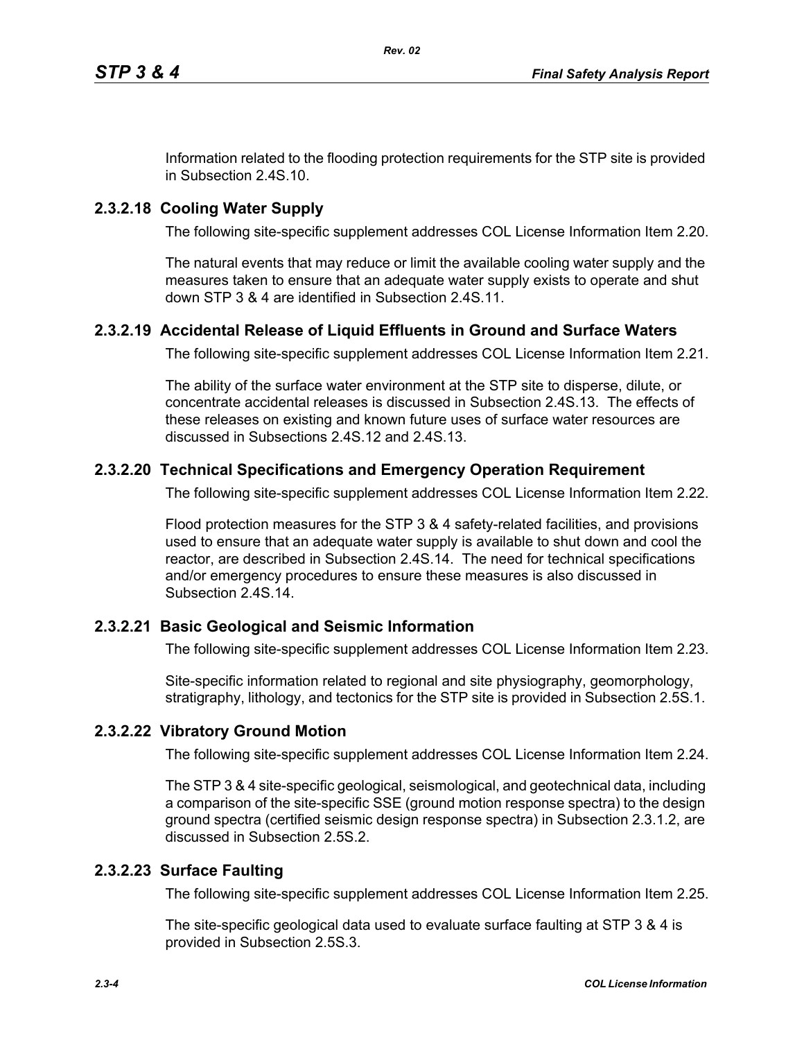Information related to the flooding protection requirements for the STP site is provided in Subsection 2.4S.10.

### 2.3.2.18 Cooling Water Supply

The following site-specific supplement addresses COL License Information Item 2.20.

The natural events that may reduce or limit the available cooling water supply and the measures taken to ensure that an adequate water supply exists to operate and shut down STP 3 & 4 are identified in Subsection 2.4S.11.

### 2.3.2.19 Accidental Release of Liquid Effluents in Ground and Surface Waters

The following site-specific supplement addresses COL License Information Item 2.21.

The ability of the surface water environment at the STP site to disperse, dilute, or concentrate accidental releases is discussed in Subsection 2.4S.13. The effects of these releases on existing and known future uses of surface water resources are discussed in Subsections 2.4S.12 and 2.4S.13.

### 2.3.2.20 Technical Specifications and Emergency Operation Requirement

The following site-specific supplement addresses COL License Information Item 2.22.

Flood protection measures for the STP 3 & 4 safety-related facilities, and provisions used to ensure that an adequate water supply is available to shut down and cool the reactor, are described in Subsection 2.4S.14. The need for technical specifications and/or emergency procedures to ensure these measures is also discussed in Subsection 2.4S.14.

### 2.3.2.21 Basic Geological and Seismic Information

The following site-specific supplement addresses COL License Information Item 2.23.

Site-specific information related to regional and site physiography, geomorphology, stratigraphy, lithology, and tectonics for the STP site is provided in Subsection 2.5S.1.

### 2.3.2.22 Vibratory Ground Motion

The following site-specific supplement addresses COL License Information Item 2.24.

The STP 3 & 4 site-specific geological, seismological, and geotechnical data, including a comparison of the site-specific SSE (ground motion response spectra) to the design ground spectra (certified seismic design response spectra) in Subsection 2.3.1.2, are discussed in Subsection 2.5S.2.

### 2.3.2.23 Surface Faulting

The following site-specific supplement addresses COL License Information Item 2.25.

The site-specific geological data used to evaluate surface faulting at STP 3 & 4 is provided in Subsection 2.5S.3.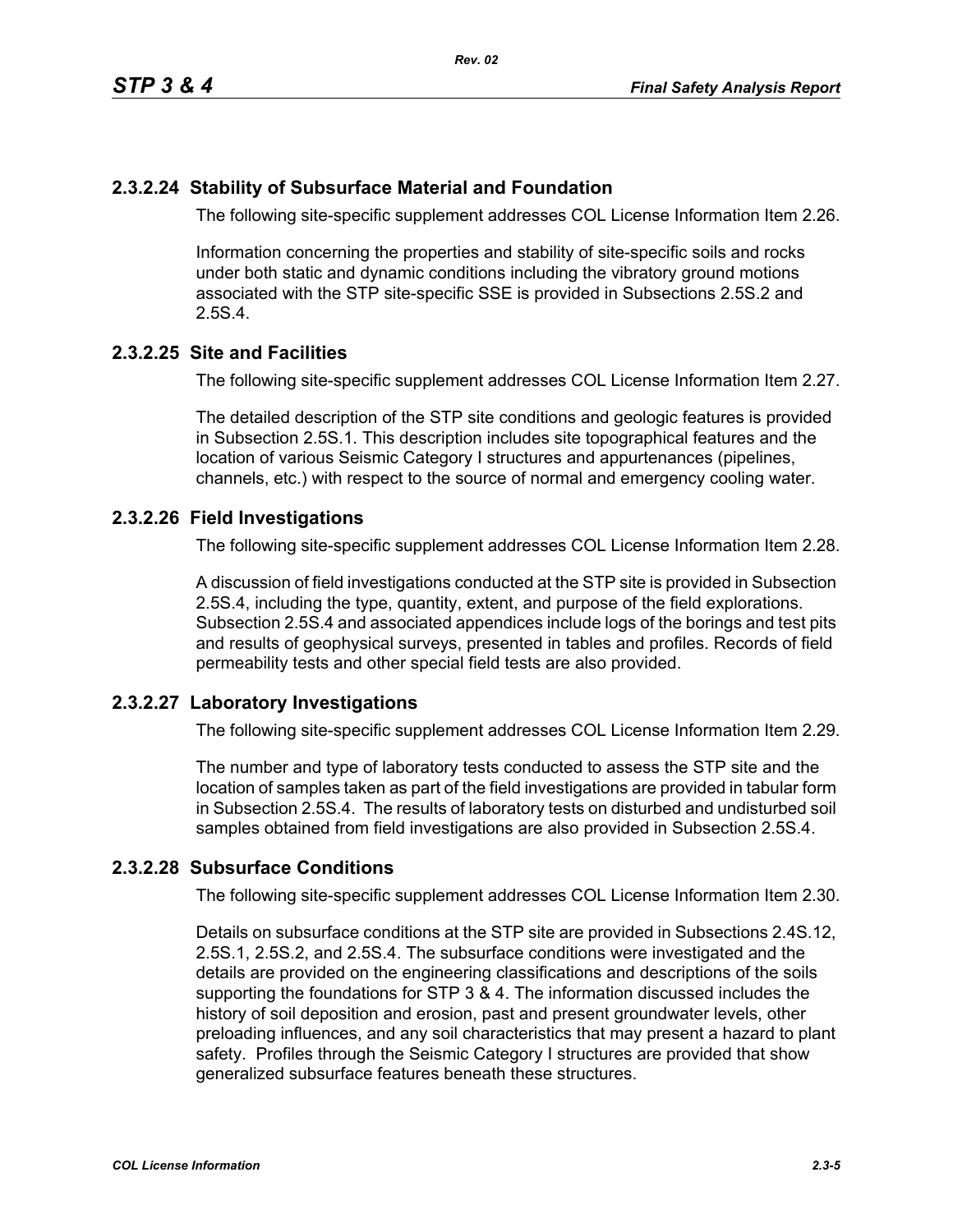### 2.3.2.24 Stability of Subsurface Material and Foundation

The following site-specific supplement addresses COL License Information Item 2.26.

Information concerning the properties and stability of site-specific soils and rocks under both static and dynamic conditions including the vibratory ground motions associated with the STP site-specific SSE is provided in Subsections 2.5S.2 and 2.5S.4.

### 2.3.2.25 Site and Facilities

The following site-specific supplement addresses COL License Information Item 2.27.

The detailed description of the STP site conditions and geologic features is provided in Subsection 2.5S.1. This description includes site topographical features and the location of various Seismic Category I structures and appurtenances (pipelines, channels, etc.) with respect to the source of normal and emergency cooling water.

### 2.3.2.26 Field Investigations

The following site-specific supplement addresses COL License Information Item 2.28.

A discussion of field investigations conducted at the STP site is provided in Subsection 2.5S.4, including the type, quantity, extent, and purpose of the field explorations. Subsection 2.5S.4 and associated appendices include logs of the borings and test pits and results of geophysical surveys, presented in tables and profiles. Records of field permeability tests and other special field tests are also provided.

### 2.3.2.27 Laboratory Investigations

The following site-specific supplement addresses COL License Information Item 2.29.

The number and type of laboratory tests conducted to assess the STP site and the location of samples taken as part of the field investigations are provided in tabular form in Subsection 2.5S.4. The results of laboratory tests on disturbed and undisturbed soil samples obtained from field investigations are also provided in Subsection 2.5S.4.

### 2.3.2.28 Subsurface Conditions

The following site-specific supplement addresses COL License Information Item 2.30.

Details on subsurface conditions at the STP site are provided in Subsections 2.4S.12, 2.5S.1, 2.5S.2, and 2.5S.4. The subsurface conditions were investigated and the details are provided on the engineering classifications and descriptions of the soils supporting the foundations for STP 3 & 4. The information discussed includes the history of soil deposition and erosion, past and present groundwater levels, other preloading influences, and any soil characteristics that may present a hazard to plant safety. Profiles through the Seismic Category I structures are provided that show generalized subsurface features beneath these structures.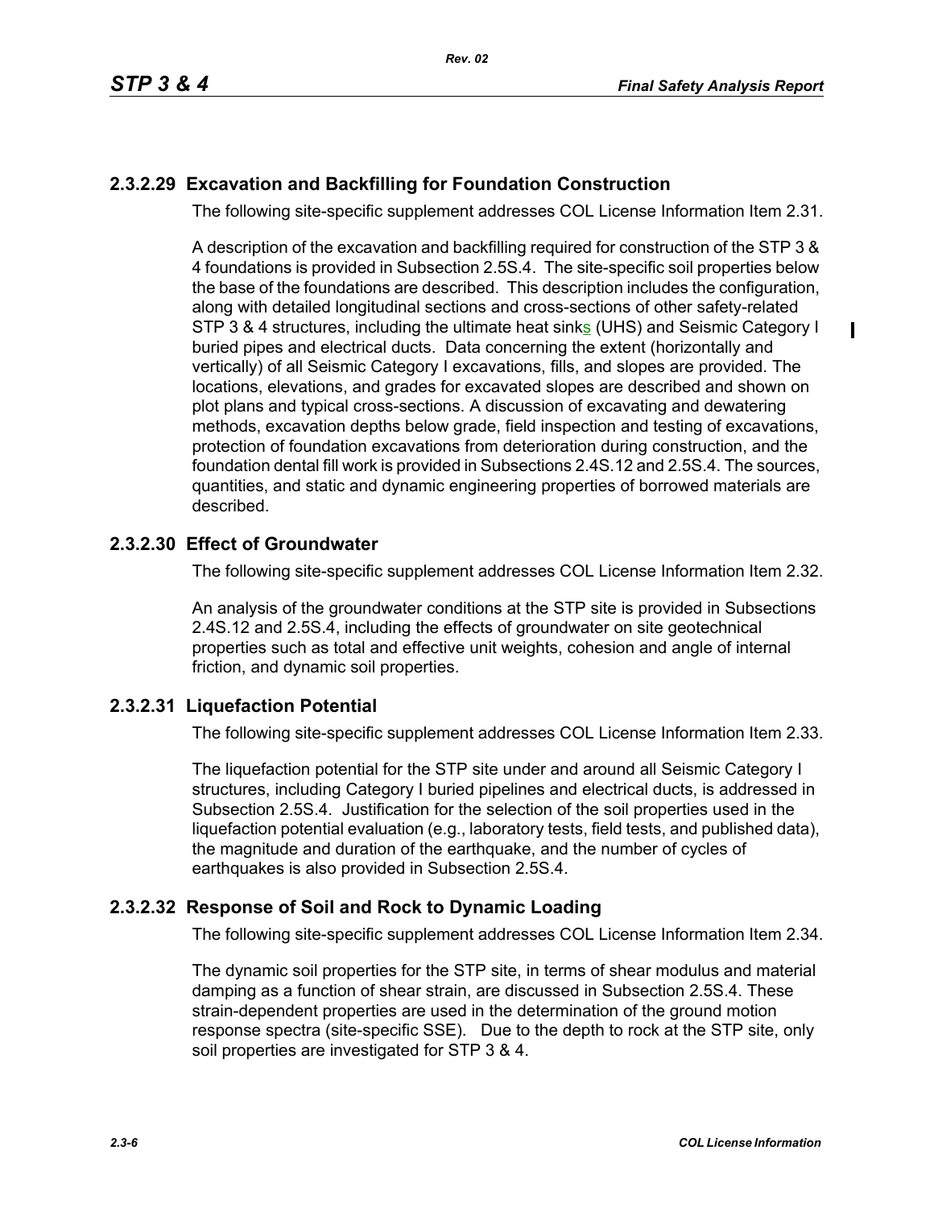## 2.3.2.29 Excavation and Backfilling for Foundation Construction

The following site-specific supplement addresses COL License Information Item 2.31.

A description of the excavation and backfilling required for construction of the STP 3 & 4 foundations is provided in Subsection 2.5S.4. The site-specific soil properties below the base of the foundations are described. This description includes the configuration, along with detailed longitudinal sections and cross-sections of other safety-related STP 3 & 4 structures, including the ultimate heat sinks (UHS) and Seismic Category I buried pipes and electrical ducts. Data concerning the extent (horizontally and vertically) of all Seismic Category I excavations, fills, and slopes are provided. The locations, elevations, and grades for excavated slopes are described and shown on plot plans and typical cross-sections. A discussion of excavating and dewatering methods, excavation depths below grade, field inspection and testing of excavations, protection of foundation excavations from deterioration during construction, and the foundation dental fill work is provided in Subsections 2.4S.12 and 2.5S.4. The sources, quantities, and static and dynamic engineering properties of borrowed materials are described.

## 2.3.2.30 Effect of Groundwater

The following site-specific supplement addresses COL License Information Item 2.32.

An analysis of the groundwater conditions at the STP site is provided in Subsections 2.4S.12 and 2.5S.4, including the effects of groundwater on site geotechnical properties such as total and effective unit weights, cohesion and angle of internal friction, and dynamic soil properties.

## 2.3.2.31 Liquefaction Potential

The following site-specific supplement addresses COL License Information Item 2.33.

The liquefaction potential for the STP site under and around all Seismic Category I structures, including Category I buried pipelines and electrical ducts, is addressed in Subsection 2.5S.4. Justification for the selection of the soil properties used in the liquefaction potential evaluation (e.g., laboratory tests, field tests, and published data), the magnitude and duration of the earthquake, and the number of cycles of earthquakes is also provided in Subsection 2.5S.4.

## 2.3.2.32 Response of Soil and Rock to Dynamic Loading

The following site-specific supplement addresses COL License Information Item 2.34.

The dynamic soil properties for the STP site, in terms of shear modulus and material damping as a function of shear strain, are discussed in Subsection 2.5S.4. These strain-dependent properties are used in the determination of the ground motion response spectra (site-specific SSE). Due to the depth to rock at the STP site, only soil properties are investigated for STP 3 & 4.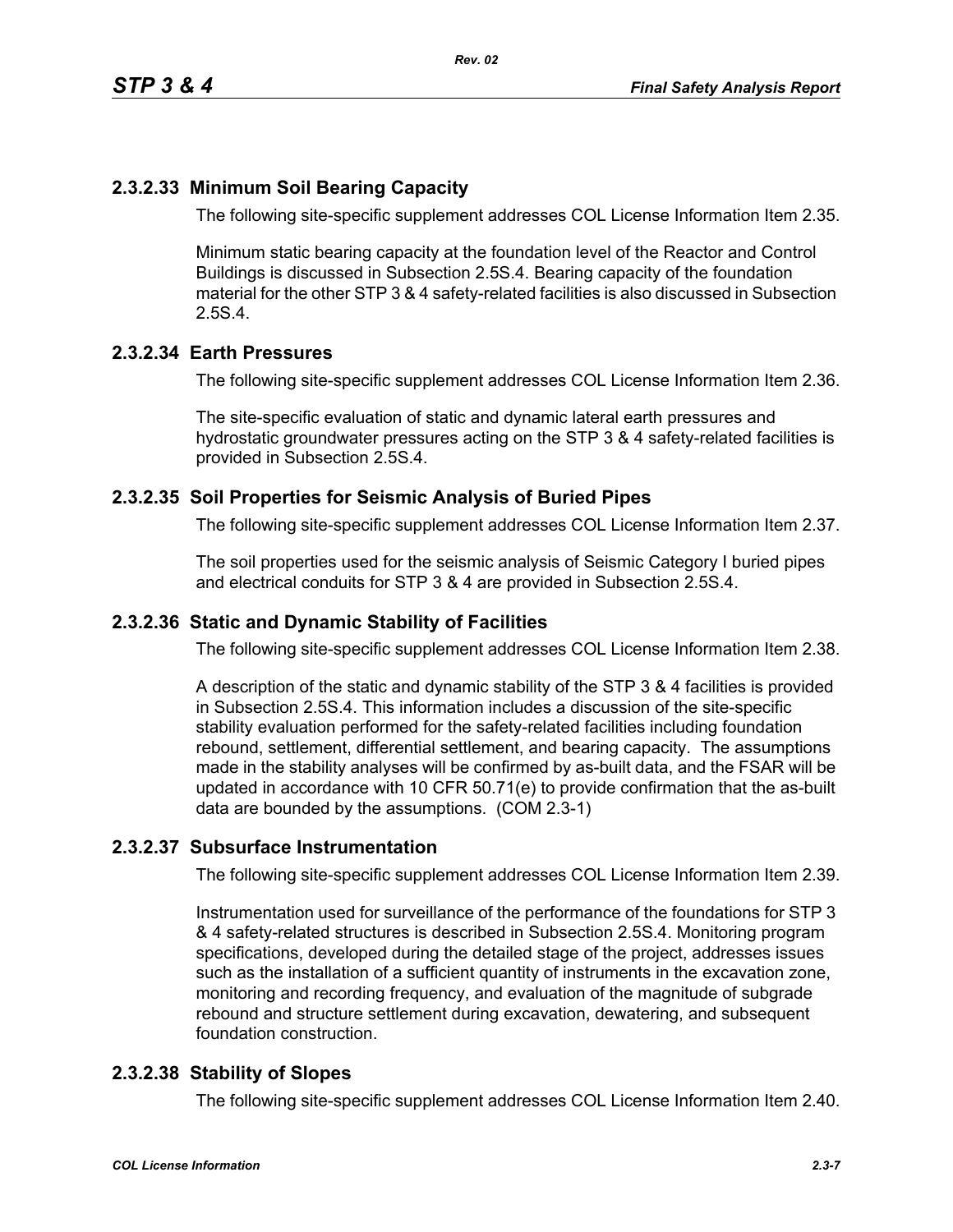### 2.3.2.33 Minimum Soil Bearing Capacity

The following site-specific supplement addresses COL License Information Item 2.35.

Minimum static bearing capacity at the foundation level of the Reactor and Control Buildings is discussed in Subsection 2.5S.4. Bearing capacity of the foundation material for the other STP 3 & 4 safety-related facilities is also discussed in Subsection 2.5S.4.

### 2.3.2.34 Earth Pressures

The following site-specific supplement addresses COL License Information Item 2.36.

The site-specific evaluation of static and dynamic lateral earth pressures and hydrostatic groundwater pressures acting on the STP 3 & 4 safety-related facilities is provided in Subsection 2.5S.4.

### 2.3.2.35 Soil Properties for Seismic Analysis of Buried Pipes

The following site-specific supplement addresses COL License Information Item 2.37.

The soil properties used for the seismic analysis of Seismic Category I buried pipes and electrical conduits for STP 3 & 4 are provided in Subsection 2.5S.4.

### 2.3.2.36 Static and Dynamic Stability of Facilities

The following site-specific supplement addresses COL License Information Item 2.38.

A description of the static and dynamic stability of the STP 3 & 4 facilities is provided in Subsection 2.5S.4. This information includes a discussion of the site-specific stability evaluation performed for the safety-related facilities including foundation rebound, settlement, differential settlement, and bearing capacity. The assumptions made in the stability analyses will be confirmed by as-built data, and the FSAR will be updated in accordance with 10 CFR 50.71(e) to provide confirmation that the as-built data are bounded by the assumptions. (COM 2.3-1)

### 2.3.2.37 Subsurface Instrumentation

The following site-specific supplement addresses COL License Information Item 2.39.

Instrumentation used for surveillance of the performance of the foundations for STP 3 & 4 safety-related structures is described in Subsection 2.5S.4. Monitoring program specifications, developed during the detailed stage of the project, addresses issues such as the installation of a sufficient quantity of instruments in the excavation zone, monitoring and recording frequency, and evaluation of the magnitude of subgrade rebound and structure settlement during excavation, dewatering, and subsequent foundation construction.

### 2.3.2.38 Stability of Slopes

The following site-specific supplement addresses COL License Information Item 2.40.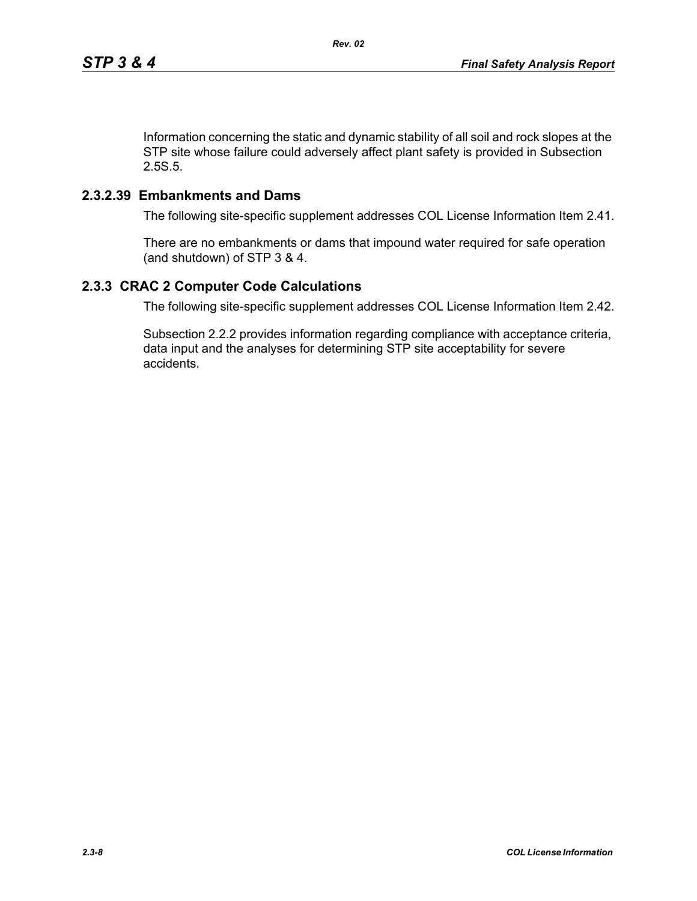Information concerning the static and dynamic stability of all soil and rock slopes at the STP site whose failure could adversely affect plant safety is provided in Subsection 2.5S.5.

### 2.3.2.39 Embankments and Dams

The following site-specific supplement addresses COL License Information Item 2.41.

There are no embankments or dams that impound water required for safe operation (and shutdown) of STP 3 & 4.

## 2.3.3 CRAC 2 Computer Code Calculations

The following site-specific supplement addresses COL License Information Item 2.42.

Subsection 2.2.2 provides information regarding compliance with acceptance criteria, data input and the analyses for determining STP site acceptability for severe accidents.